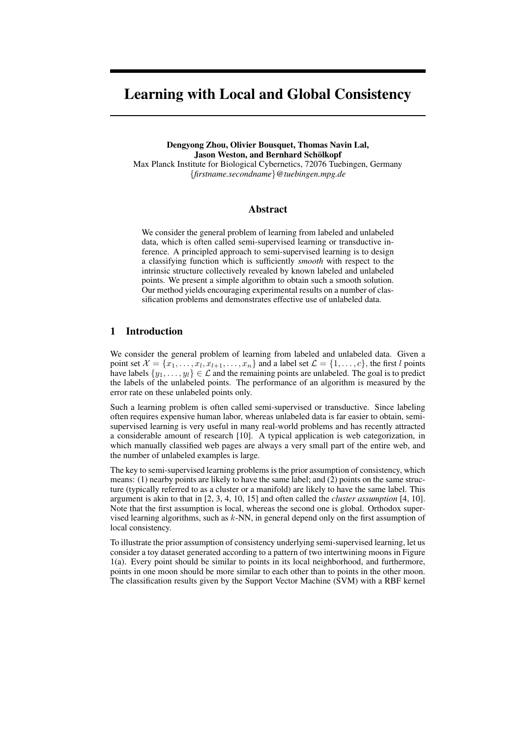# Learning with Local and Global Consistency

**Dengyong Zhou, Olivier Bousquet, Thomas Navin Lal, Jason Weston, and Bernhard Schölkopf**
Max Planck Institute for Biological Cybernetics, 72076 Tuebingen, Germany
{*firstname.secondname*}*@tuebingen.mpg.de*

## Abstract

We consider the general problem of learning from labeled and unlabeled data, which is often called semi-supervised learning or transductive inference. A principled approach to semi-supervised learning is to design a classifying function which is sufficiently *smooth* with respect to the intrinsic structure collectively revealed by known labeled and unlabeled points. We present a simple algorithm to obtain such a smooth solution. Our method yields encouraging experimental results on a number of classification problems and demonstrates effective use of unlabeled data.

## 1 Introduction

We consider the general problem of learning from labeled and unlabeled data. Given a point set $\mathcal{X} = \{x_1, \ldots, x_l, x_{l+1}, \ldots, x_n\}$ and a label set $\mathcal{L} = \{1, \ldots, c\}$, the first $l$ points have labels $\{y_1, \ldots, y_l\} \in \mathcal{L}$ and the remaining points are unlabeled. The goal is to predict the labels of the unlabeled points. The performance of an algorithm is measured by the error rate on these unlabeled points only.

Such a learning problem is often called semi-supervised or transductive. Since labeling often requires expensive human labor, whereas unlabeled data is far easier to obtain, semi-supervised learning is very useful in many real-world problems and has recently attracted a considerable amount of research [10]. A typical application is web categorization, in which manually classified web pages are always a very small part of the entire web, and the number of unlabeled examples is large.

The key to semi-supervised learning problems is the prior assumption of consistency, which means: (1) nearby points are likely to have the same label; and (2) points on the same structure (typically referred to as a cluster or a manifold) are likely to have the same label. This argument is akin to that in [2, 3, 4, 10, 15] and often called the *cluster assumption* [4, 10]. Note that the first assumption is local, whereas the second one is global. Orthodox supervised learning algorithms, such as $k$-NN, in general depend only on the first assumption of local consistency.

To illustrate the prior assumption of consistency underlying semi-supervised learning, let us consider a toy dataset generated according to a pattern of two intertwining moons in Figure 1(a). Every point should be similar to points in its local neighborhood, and furthermore, points in one moon should be more similar to each other than to points in the other moon. The classification results given by the Support Vector Machine (SVM) with a RBF kernel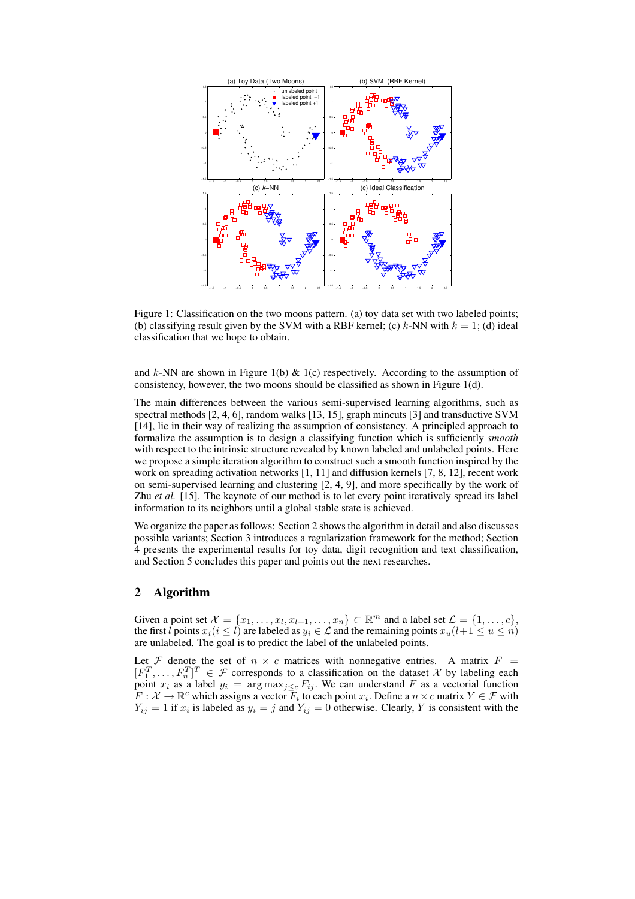Figure 1: Classification on the two moons pattern. (a) toy data set with two labeled points; (b) classifying result given by the SVM with a RBF kernel; (c) $k$-NN with $k = 1$; (d) ideal classification that we hope to obtain.

and $k$-NN are shown in Figure 1(b) & 1(c) respectively. According to the assumption of consistency, however, the two moons should be classified as shown in Figure 1(d).

The main differences between the various semi-supervised learning algorithms, such as spectral methods [2, 4, 6], random walks [13, 15], graph mincuts [3] and transductive SVM [14], lie in their way of realizing the assumption of consistency. A principled approach to formalize the assumption is to design a classifying function which is sufficiently *smooth* with respect to the intrinsic structure revealed by known labeled and unlabeled points. Here we propose a simple iteration algorithm to construct such a smooth function inspired by the work on spreading activation networks [1, 11] and diffusion kernels [7, 8, 12], recent work on semi-supervised learning and clustering [2, 4, 9], and more specifically by the work of Zhu *et al.* [15]. The keynote of our method is to let every point iteratively spread its label information to its neighbors until a global stable state is achieved.

We organize the paper as follows: Section 2 shows the algorithm in detail and also discusses possible variants; Section 3 introduces a regularization framework for the method; Section 4 presents the experimental results for toy data, digit recognition and text classification, and Section 5 concludes this paper and points out the next researches.

## 2 Algorithm

Given a point set $\mathcal{X} = \{x_1, \ldots, x_l, x_{l+1}, \ldots, x_n\} \subset \mathbb{R}^m$ and a label set $\mathcal{L} = \{1, \ldots, c\}$, the first $l$ points $x_i (i \leq l)$ are labeled as $y_i \in \mathcal{L}$ and the remaining points $x_u (l+1 \leq u \leq n)$ are unlabeled. The goal is to predict the label of the unlabeled points.

Let $\mathcal{F}$ denote the set of $n \times c$ matrices with nonnegative entries. A matrix $F = [F_1^T, \ldots, F_n^T]^T \in \mathcal{F}$ corresponds to a classification on the dataset $\mathcal{X}$ by labeling each point $x_i$ as a label $y_i = \arg\max_{j \leq c} F_{ij}$. We can understand $F$ as a vectorial function $F : \mathcal{X} \to \mathbb{R}^c$ which assigns a vector $F_i$ to each point $x_i$. Define a $n \times c$ matrix $Y \in \mathcal{F}$ with $Y_{ij} = 1$ if $x_i$ is labeled as $y_i = j$ and $Y_{ij} = 0$ otherwise. Clearly, $Y$ is consistent with the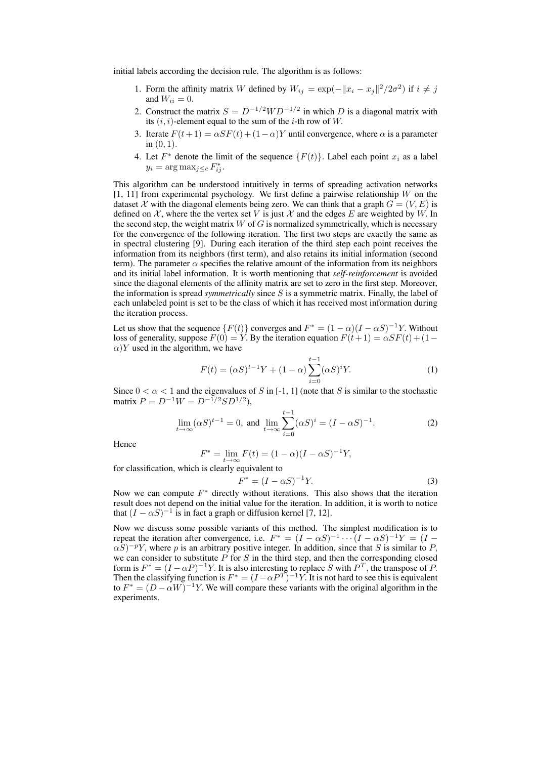initial labels according the decision rule. The algorithm is as follows:

1. Form the affinity matrix $W$ defined by $W_{ij} = \exp(-\|x_i - x_j\|^2/2\sigma^2)$ if $i \neq j$ and $W_{ii} = 0$.
2. Construct the matrix $S = D^{-1/2}WD^{-1/2}$ in which $D$ is a diagonal matrix with its $(i, i)$-element equal to the sum of the $i$-th row of $W$.
3. Iterate $F(t+1) = \alpha SF(t) + (1-\alpha)Y$ until convergence, where $\alpha$ is a parameter in $(0, 1)$.
4. Let $F^*$ denote the limit of the sequence $\{F(t)\}$. Label each point $x_i$ as a label $y_i = \arg\max_{j \leq c} F^*_{ij}$.

This algorithm can be understood intuitively in terms of spreading activation networks [1, 11] from experimental psychology. We first define a pairwise relationship $W$ on the dataset $\mathcal{X}$ with the diagonal elements being zero. We can think that a graph $G = (V, E)$ is defined on $\mathcal{X}$, where the the vertex set $V$ is just $\mathcal{X}$ and the edges $E$ are weighted by $W$. In the second step, the weight matrix $W$ of $G$ is normalized symmetrically, which is necessary for the convergence of the following iteration. The first two steps are exactly the same as in spectral clustering [9]. During each iteration of the third step each point receives the information from its neighbors (first term), and also retains its initial information (second term). The parameter $\alpha$ specifies the relative amount of the information from its neighbors and its initial label information. It is worth mentioning that *self-reinforcement* is avoided since the diagonal elements of the affinity matrix are set to zero in the first step. Moreover, the information is spread *symmetrically* since $S$ is a symmetric matrix. Finally, the label of each unlabeled point is set to be the class of which it has received most information during the iteration process.

Let us show that the sequence $\{F(t)\}$ converges and $F^* = (1-\alpha)(I - \alpha S)^{-1}Y$. Without loss of generality, suppose $F(0) = Y$. By the iteration equation $F(t+1) = \alpha SF(t) + (1-\alpha)Y$ used in the algorithm, we have

$$F(t) = (\alpha S)^{t-1}Y + (1-\alpha)\sum_{i=0}^{t-1}(\alpha S)^i Y. \tag{1}$$

Since $0 < \alpha < 1$ and the eigenvalues of $S$ in [-1, 1] (note that $S$ is similar to the stochastic matrix $P = D^{-1}W = D^{-1/2}SD^{1/2}$),

$$\lim_{t\to\infty}(\alpha S)^{t-1} = 0, \text{ and } \lim_{t\to\infty}\sum_{i=0}^{t-1}(\alpha S)^i = (I - \alpha S)^{-1}. \tag{2}$$

Hence

$$F^* = \lim_{t\to\infty} F(t) = (1-\alpha)(I - \alpha S)^{-1}Y,$$

for classification, which is clearly equivalent to

$$F^* = (I - \alpha S)^{-1}Y. \tag{3}$$

Now we can compute $F^*$ directly without iterations. This also shows that the iteration result does not depend on the initial value for the iteration. In addition, it is worth to notice that $(I - \alpha S)^{-1}$ is in fact a graph or diffusion kernel [7, 12].

Now we discuss some possible variants of this method. The simplest modification is to repeat the iteration after convergence, i.e. $F^* = (I - \alpha S)^{-1} \cdots (I - \alpha S)^{-1}Y = (I - \alpha S)^{-p}Y$, where $p$ is an arbitrary positive integer. In addition, since that $S$ is similar to $P$, we can consider to substitute $P$ for $S$ in the third step, and then the corresponding closed form is $F^* = (I - \alpha P)^{-1}Y$. It is also interesting to replace $S$ with $P^T$, the transpose of $P$. Then the classifying function is $F^* = (I - \alpha P^T)^{-1}Y$. It is not hard to see this is equivalent to $F^* = (D - \alpha W)^{-1}Y$. We will compare these variants with the original algorithm in the experiments.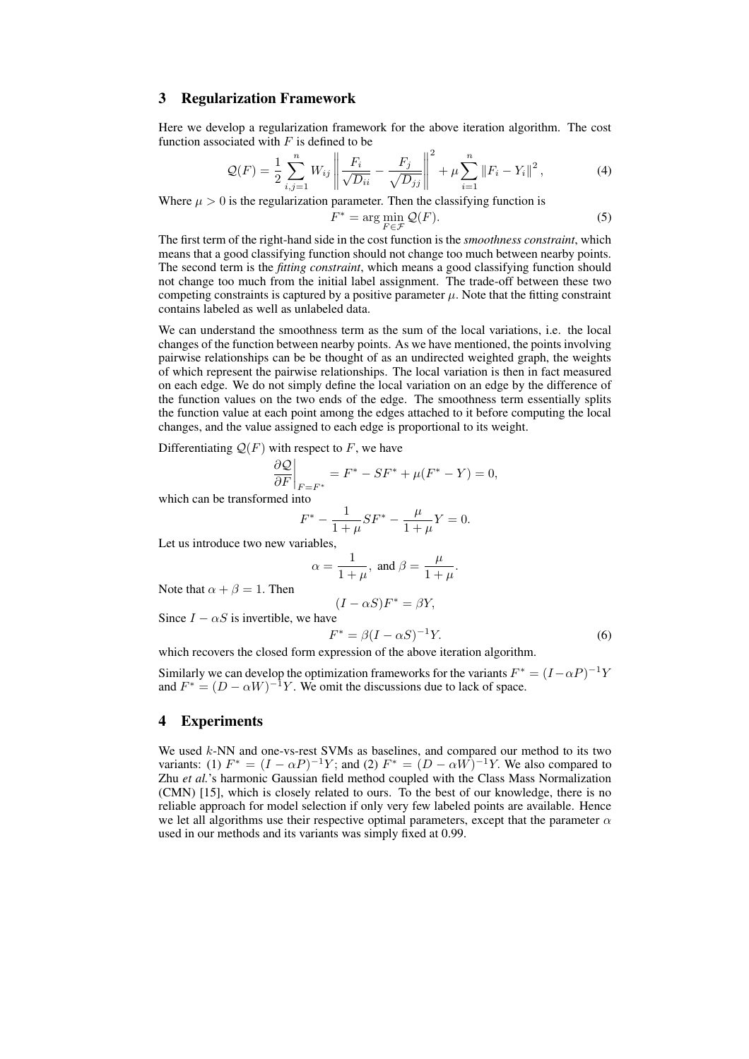## 3 Regularization Framework

Here we develop a regularization framework for the above iteration algorithm. The cost function associated with $F$ is defined to be

$$\mathcal{Q}(F) = \frac{1}{2} \sum_{i,j=1}^{n} W_{ij} \left\| \frac{F_i}{\sqrt{D_{ii}}} - \frac{F_j}{\sqrt{D_{jj}}} \right\|^2 + \mu \sum_{i=1}^{n} \|F_i - Y_i\|^2, \tag{4}$$

Where $\mu > 0$ is the regularization parameter. Then the classifying function is

$$F^* = \arg\min_{F \in \mathcal{F}} \mathcal{Q}(F). \tag{5}$$

The first term of the right-hand side in the cost function is the *smoothness constraint*, which means that a good classifying function should not change too much between nearby points. The second term is the *fitting constraint*, which means a good classifying function should not change too much from the initial label assignment. The trade-off between these two competing constraints is captured by a positive parameter $\mu$. Note that the fitting constraint contains labeled as well as unlabeled data.

We can understand the smoothness term as the sum of the local variations, i.e. the local changes of the function between nearby points. As we have mentioned, the points involving pairwise relationships can be be thought of as an undirected weighted graph, the weights of which represent the pairwise relationships. The local variation is then in fact measured on each edge. We do not simply define the local variation on an edge by the difference of the function values on the two ends of the edge. The smoothness term essentially splits the function value at each point among the edges attached to it before computing the local changes, and the value assigned to each edge is proportional to its weight.

Differentiating $\mathcal{Q}(F)$ with respect to $F$, we have

$$\left.\frac{\partial \mathcal{Q}}{\partial F}\right|_{F=F^*} = F^* - SF^* + \mu(F^* - Y) = 0,$$

which can be transformed into

$$F^* - \frac{1}{1+\mu} SF^* - \frac{\mu}{1+\mu} Y = 0.$$

Let us introduce two new variables,

$$\alpha = \frac{1}{1+\mu}, \text{ and } \beta = \frac{\mu}{1+\mu}.$$

Note that $\alpha + \beta = 1$. Then

$$(I - \alpha S)F^* = \beta Y,$$

Since $I - \alpha S$ is invertible, we have

$$F^* = \beta(I - \alpha S)^{-1} Y. \tag{6}$$

which recovers the closed form expression of the above iteration algorithm.

Similarly we can develop the optimization frameworks for the variants $F^* = (I - \alpha P)^{-1} Y$ and $F^* = (D - \alpha W)^{-1} Y$. We omit the discussions due to lack of space.

## 4 Experiments

We used $k$-NN and one-vs-rest SVMs as baselines, and compared our method to its two variants: (1) $F^* = (I - \alpha P)^{-1} Y$; and (2) $F^* = (D - \alpha W)^{-1} Y$. We also compared to Zhu *et al.*'s harmonic Gaussian field method coupled with the Class Mass Normalization (CMN) [15], which is closely related to ours. To the best of our knowledge, there is no reliable approach for model selection if only very few labeled points are available. Hence we let all algorithms use their respective optimal parameters, except that the parameter $\alpha$ used in our methods and its variants was simply fixed at 0.99.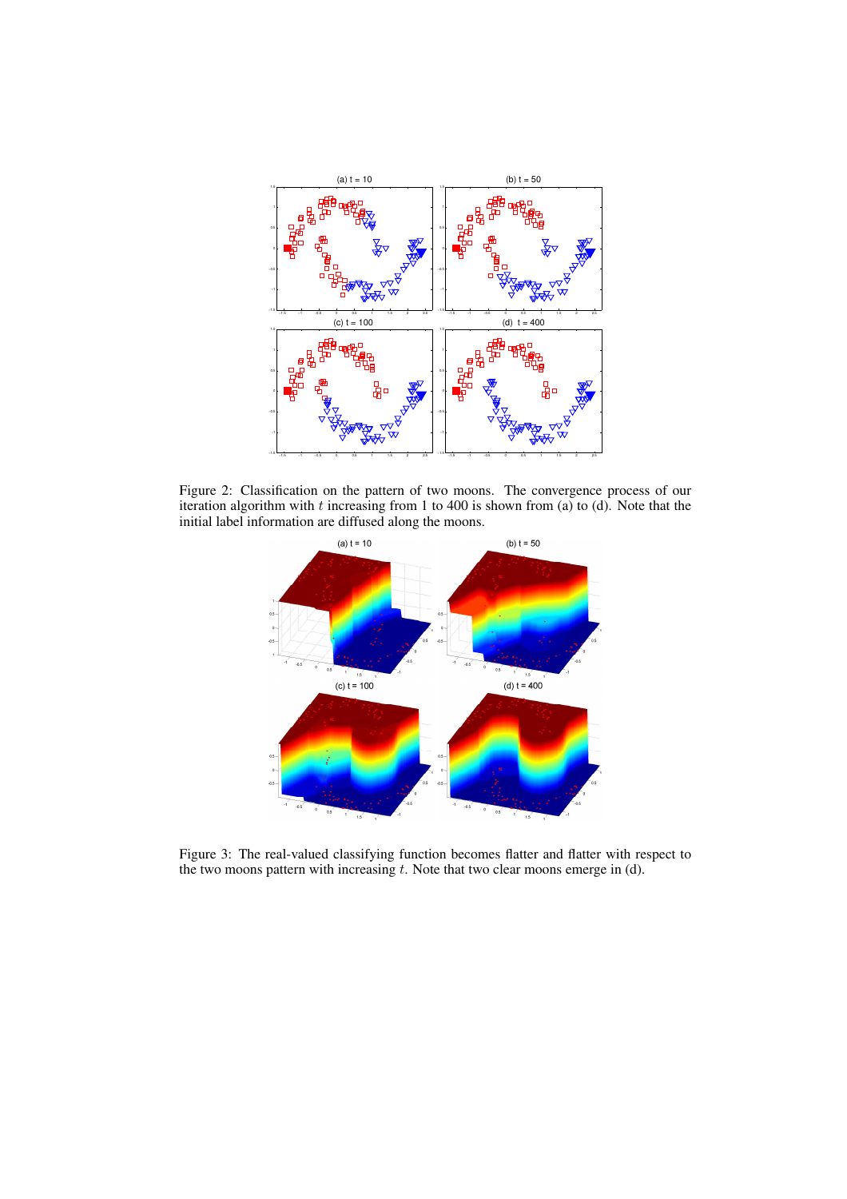Figure 2: Classification on the pattern of two moons. The convergence process of our iteration algorithm with $t$ increasing from 1 to 400 is shown from (a) to (d). Note that the initial label information are diffused along the moons.

Figure 3: The real-valued classifying function becomes flatter and flatter with respect to the two moons pattern with increasing $t$. Note that two clear moons emerge in (d).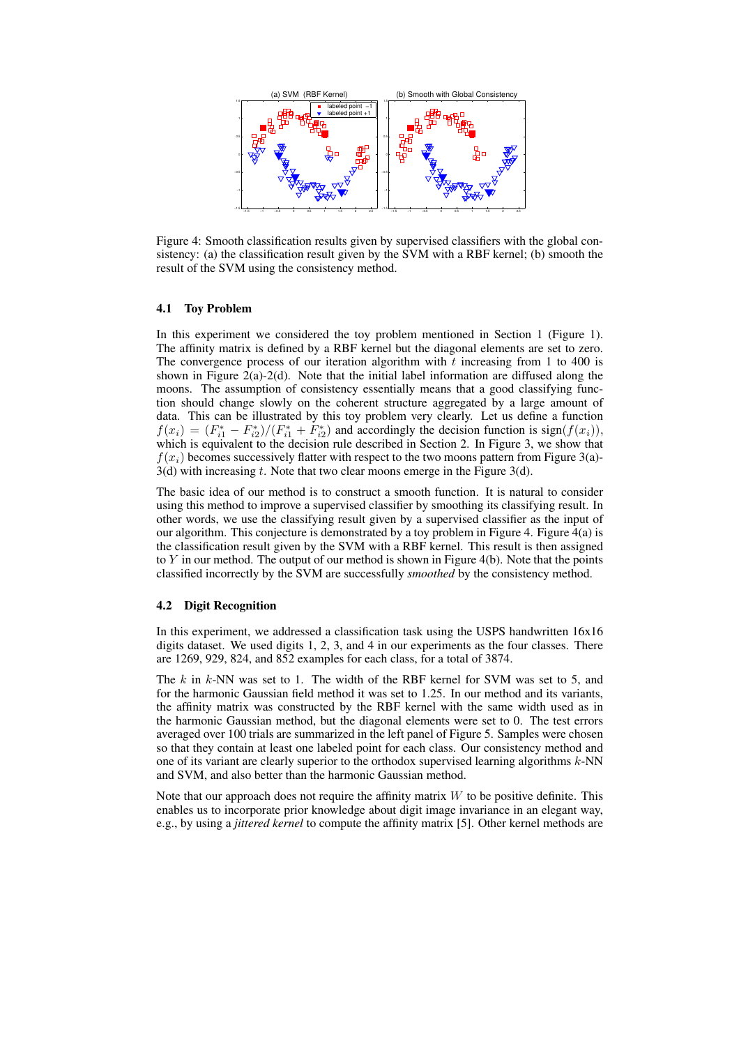Figure 4: Smooth classification results given by supervised classifiers with the global consistency: (a) the classification result given by the SVM with a RBF kernel; (b) smooth the result of the SVM using the consistency method.

### 4.1 Toy Problem

In this experiment we considered the toy problem mentioned in Section 1 (Figure 1). The affinity matrix is defined by a RBF kernel but the diagonal elements are set to zero. The convergence process of our iteration algorithm with $t$ increasing from 1 to 400 is shown in Figure 2(a)-2(d). Note that the initial label information are diffused along the moons. The assumption of consistency essentially means that a good classifying function should change slowly on the coherent structure aggregated by a large amount of data. This can be illustrated by this toy problem very clearly. Let us define a function $f(x_i) = (F^*_{i1} - F^*_{i2})/(F^*_{i1} + F^*_{i2})$ and accordingly the decision function is $\text{sign}(f(x_i))$, which is equivalent to the decision rule described in Section 2. In Figure 3, we show that $f(x_i)$ becomes successively flatter with respect to the two moons pattern from Figure 3(a)-3(d) with increasing $t$. Note that two clear moons emerge in the Figure 3(d).

The basic idea of our method is to construct a smooth function. It is natural to consider using this method to improve a supervised classifier by smoothing its classifying result. In other words, we use the classifying result given by a supervised classifier as the input of our algorithm. This conjecture is demonstrated by a toy problem in Figure 4. Figure 4(a) is the classification result given by the SVM with a RBF kernel. This result is then assigned to $Y$ in our method. The output of our method is shown in Figure 4(b). Note that the points classified incorrectly by the SVM are successfully *smoothed* by the consistency method.

### 4.2 Digit Recognition

In this experiment, we addressed a classification task using the USPS handwritten 16x16 digits dataset. We used digits 1, 2, 3, and 4 in our experiments as the four classes. There are 1269, 929, 824, and 852 examples for each class, for a total of 3874.

The $k$ in $k$-NN was set to 1. The width of the RBF kernel for SVM was set to 5, and for the harmonic Gaussian field method it was set to 1.25. In our method and its variants, the affinity matrix was constructed by the RBF kernel with the same width used as in the harmonic Gaussian method, but the diagonal elements were set to 0. The test errors averaged over 100 trials are summarized in the left panel of Figure 5. Samples were chosen so that they contain at least one labeled point for each class. Our consistency method and one of its variant are clearly superior to the orthodox supervised learning algorithms $k$-NN and SVM, and also better than the harmonic Gaussian method.

Note that our approach does not require the affinity matrix $W$ to be positive definite. This enables us to incorporate prior knowledge about digit image invariance in an elegant way, e.g., by using a *jittered kernel* to compute the affinity matrix [5]. Other kernel methods are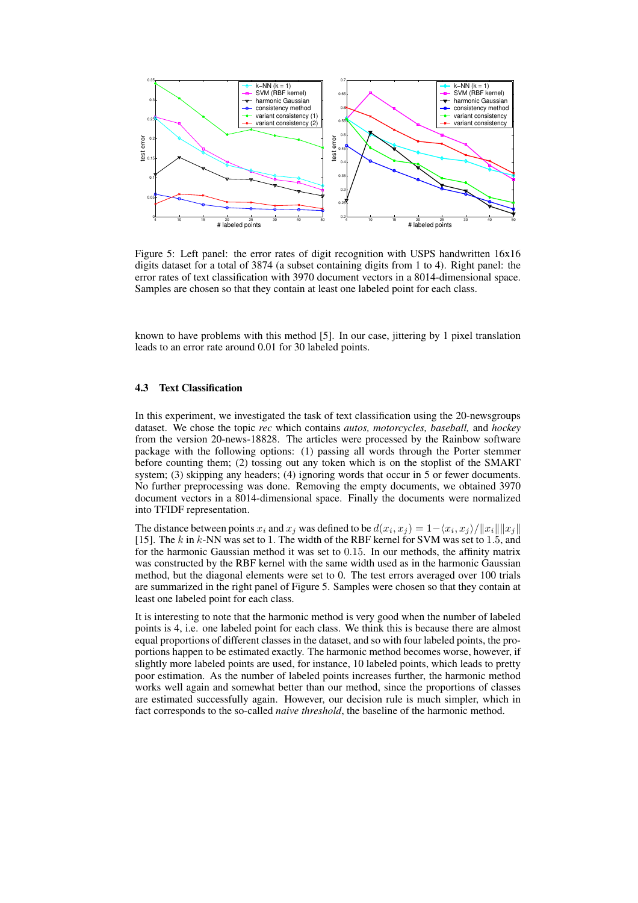Figure 5: Left panel: the error rates of digit recognition with USPS handwritten 16x16 digits dataset for a total of 3874 (a subset containing digits from 1 to 4). Right panel: the error rates of text classification with 3970 document vectors in a 8014-dimensional space. Samples are chosen so that they contain at least one labeled point for each class.

known to have problems with this method [5]. In our case, jittering by 1 pixel translation leads to an error rate around 0.01 for 30 labeled points.

### 4.3 Text Classification

In this experiment, we investigated the task of text classification using the 20-newsgroups dataset. We chose the topic *rec* which contains *autos, motorcycles, baseball,* and *hockey* from the version 20-news-18828. The articles were processed by the Rainbow software package with the following options: (1) passing all words through the Porter stemmer before counting them; (2) tossing out any token which is on the stoplist of the SMART system; (3) skipping any headers; (4) ignoring words that occur in 5 or fewer documents. No further preprocessing was done. Removing the empty documents, we obtained 3970 document vectors in a 8014-dimensional space. Finally the documents were normalized into TFIDF representation.

The distance between points $x_i$ and $x_j$ was defined to be $d(x_i, x_j) = 1 - \langle x_i, x_j \rangle / \|x_i\| \|x_j\|$ [15]. The $k$ in $k$-NN was set to 1. The width of the RBF kernel for SVM was set to $1.5$, and for the harmonic Gaussian method it was set to $0.15$. In our methods, the affinity matrix was constructed by the RBF kernel with the same width used as in the harmonic Gaussian method, but the diagonal elements were set to 0. The test errors averaged over 100 trials are summarized in the right panel of Figure 5. Samples were chosen so that they contain at least one labeled point for each class.

It is interesting to note that the harmonic method is very good when the number of labeled points is 4, i.e. one labeled point for each class. We think this is because there are almost equal proportions of different classes in the dataset, and so with four labeled points, the proportions happen to be estimated exactly. The harmonic method becomes worse, however, if slightly more labeled points are used, for instance, 10 labeled points, which leads to pretty poor estimation. As the number of labeled points increases further, the harmonic method works well again and somewhat better than our method, since the proportions of classes are estimated successfully again. However, our decision rule is much simpler, which in fact corresponds to the so-called *naive threshold*, the baseline of the harmonic method.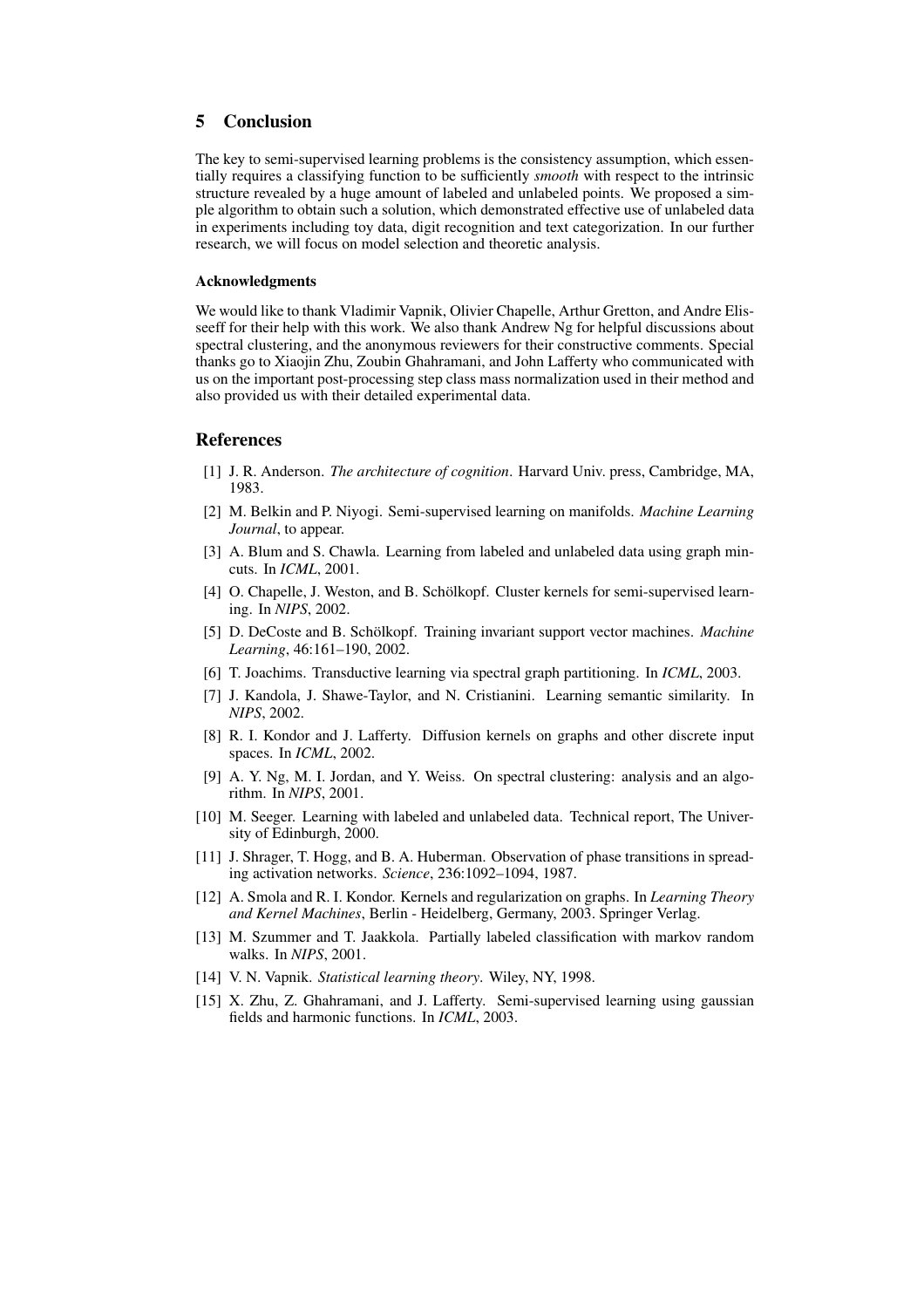## 5 Conclusion

The key to semi-supervised learning problems is the consistency assumption, which essentially requires a classifying function to be sufficiently *smooth* with respect to the intrinsic structure revealed by a huge amount of labeled and unlabeled points. We proposed a simple algorithm to obtain such a solution, which demonstrated effective use of unlabeled data in experiments including toy data, digit recognition and text categorization. In our further research, we will focus on model selection and theoretic analysis.

### Acknowledgments

We would like to thank Vladimir Vapnik, Olivier Chapelle, Arthur Gretton, and Andre Elisseeff for their help with this work. We also thank Andrew Ng for helpful discussions about spectral clustering, and the anonymous reviewers for their constructive comments. Special thanks go to Xiaojin Zhu, Zoubin Ghahramani, and John Lafferty who communicated with us on the important post-processing step class mass normalization used in their method and also provided us with their detailed experimental data.

## References

[1] J. R. Anderson. *The architecture of cognition*. Harvard Univ. press, Cambridge, MA, 1983.

[2] M. Belkin and P. Niyogi. Semi-supervised learning on manifolds. *Machine Learning Journal*, to appear.

[3] A. Blum and S. Chawla. Learning from labeled and unlabeled data using graph mincuts. In *ICML*, 2001.

[4] O. Chapelle, J. Weston, and B. Schölkopf. Cluster kernels for semi-supervised learning. In *NIPS*, 2002.

[5] D. DeCoste and B. Schölkopf. Training invariant support vector machines. *Machine Learning*, 46:161–190, 2002.

[6] T. Joachims. Transductive learning via spectral graph partitioning. In *ICML*, 2003.

[7] J. Kandola, J. Shawe-Taylor, and N. Cristianini. Learning semantic similarity. In *NIPS*, 2002.

[8] R. I. Kondor and J. Lafferty. Diffusion kernels on graphs and other discrete input spaces. In *ICML*, 2002.

[9] A. Y. Ng, M. I. Jordan, and Y. Weiss. On spectral clustering: analysis and an algorithm. In *NIPS*, 2001.

[10] M. Seeger. Learning with labeled and unlabeled data. Technical report, The University of Edinburgh, 2000.

[11] J. Shrager, T. Hogg, and B. A. Huberman. Observation of phase transitions in spreading activation networks. *Science*, 236:1092–1094, 1987.

[12] A. Smola and R. I. Kondor. Kernels and regularization on graphs. In *Learning Theory and Kernel Machines*, Berlin - Heidelberg, Germany, 2003. Springer Verlag.

[13] M. Szummer and T. Jaakkola. Partially labeled classification with markov random walks. In *NIPS*, 2001.

[14] V. N. Vapnik. *Statistical learning theory*. Wiley, NY, 1998.

[15] X. Zhu, Z. Ghahramani, and J. Lafferty. Semi-supervised learning using gaussian fields and harmonic functions. In *ICML*, 2003.